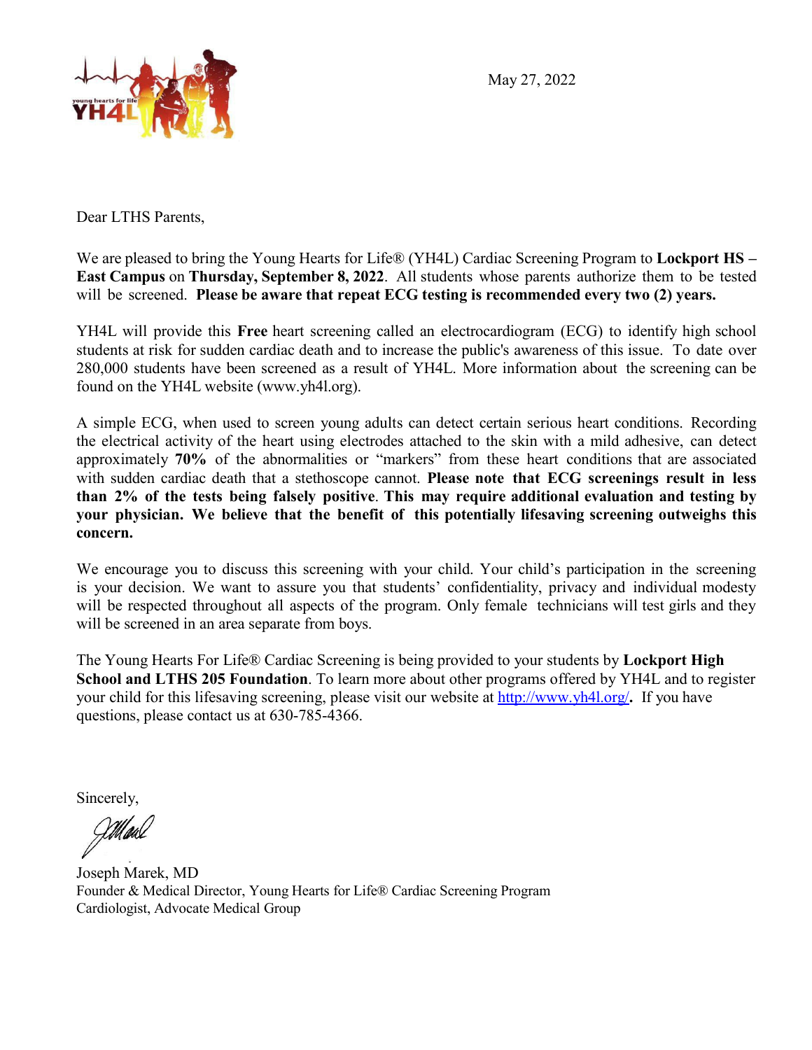May 27, 2022

Dear LTHS Parents,

We are pleased to bring the Young Hearts for Life® (YH4L) Cardiac Screening Program to **Lockport HS – East Campus** on **Thursday, September 8, 2022**. All students whose parents authorize them to be tested will be screened. **Please be aware that repeat ECG testing is recommended every two (2) years.**

YH4L will provide this **Free** heart screening called an electrocardiogram (ECG) to identify high school students at risk for sudden cardiac death and to increase the public's awareness of this issue. To date over 280,000 students have been screened as a result of YH4L. More information about the screening can be found on the YH4L website (www.yh4l.org).

A simple ECG, when used to screen young adults can detect certain serious heart conditions. Recording the electrical activity of the heart using electrodes attached to the skin with a mild adhesive, can detect approximately **70%** of the abnormalities or "markers" from these heart conditions that are associated with sudden cardiac death that a stethoscope cannot. **Please note that ECG screenings result in less than 2% of the tests being falsely positive**. **This may require additional evaluation and testing by your physician. We believe that the benefit of this potentially lifesaving screening outweighs this concern.**

We encourage you to discuss this screening with your child. Your child's participation in the screening is your decision. We want to assure you that students' confidentiality, privacy and individual modesty will be respected throughout all aspects of the program. Only female technicians will test girls and they will be screened in an area separate from boys.

The Young Hearts For Life® Cardiac Screening is being provided to your students by **Lockport High School and LTHS 205 Foundation**. To learn more about other programs offered by YH4L and to register your child for this lifesaving screening, please visit our website at [http://www.yh4l.org/](http://www.yh4l.org/)**.** If you have questions, please contact us at 630-785-4366.

Sincerely,

Joseph Marek, MD
Founder & Medical Director, Young Hearts for Life® Cardiac Screening Program
Cardiologist, Advocate Medical Group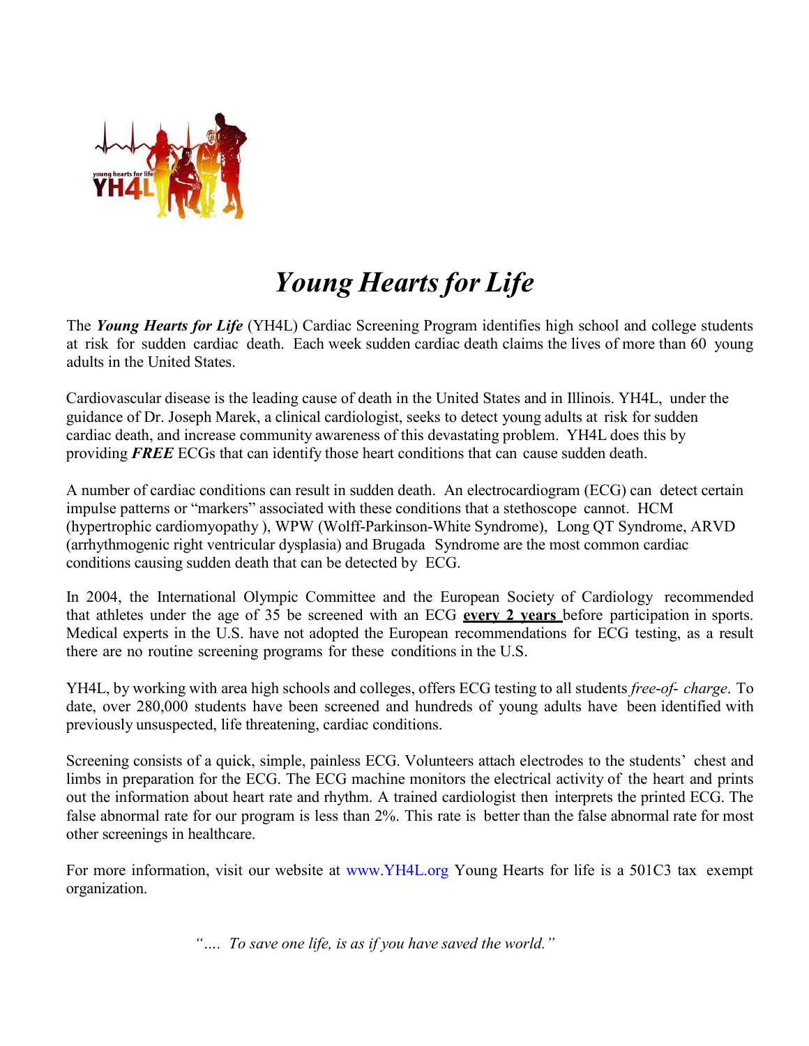# *Young Hearts for Life*

The ***Young Hearts for Life*** (YH4L) Cardiac Screening Program identifies high school and college students at risk for sudden cardiac death. Each week sudden cardiac death claims the lives of more than 60 young adults in the United States.

Cardiovascular disease is the leading cause of death in the United States and in Illinois. YH4L, under the guidance of Dr. Joseph Marek, a clinical cardiologist, seeks to detect young adults at risk for sudden cardiac death, and increase community awareness of this devastating problem. YH4L does this by providing ***FREE*** ECGs that can identify those heart conditions that can cause sudden death.

A number of cardiac conditions can result in sudden death. An electrocardiogram (ECG) can detect certain impulse patterns or "markers" associated with these conditions that a stethoscope cannot. HCM (hypertrophic cardiomyopathy ), WPW (Wolff-Parkinson-White Syndrome), Long QT Syndrome, ARVD (arrhythmogenic right ventricular dysplasia) and Brugada Syndrome are the most common cardiac conditions causing sudden death that can be detected by ECG.

In 2004, the International Olympic Committee and the European Society of Cardiology recommended that athletes under the age of 35 be screened with an ECG **every 2 years** before participation in sports. Medical experts in the U.S. have not adopted the European recommendations for ECG testing, as a result there are no routine screening programs for these conditions in the U.S.

YH4L, by working with area high schools and colleges, offers ECG testing to all students *free-of- charge*. To date, over 280,000 students have been screened and hundreds of young adults have been identified with previously unsuspected, life threatening, cardiac conditions.

Screening consists of a quick, simple, painless ECG. Volunteers attach electrodes to the students' chest and limbs in preparation for the ECG. The ECG machine monitors the electrical activity of the heart and prints out the information about heart rate and rhythm. A trained cardiologist then interprets the printed ECG. The false abnormal rate for our program is less than 2%. This rate is better than the false abnormal rate for most other screenings in healthcare.

For more information, visit our website at www.YH4L.org Young Hearts for life is a 501C3 tax exempt organization.

*".... To save one life, is as if you have saved the world."*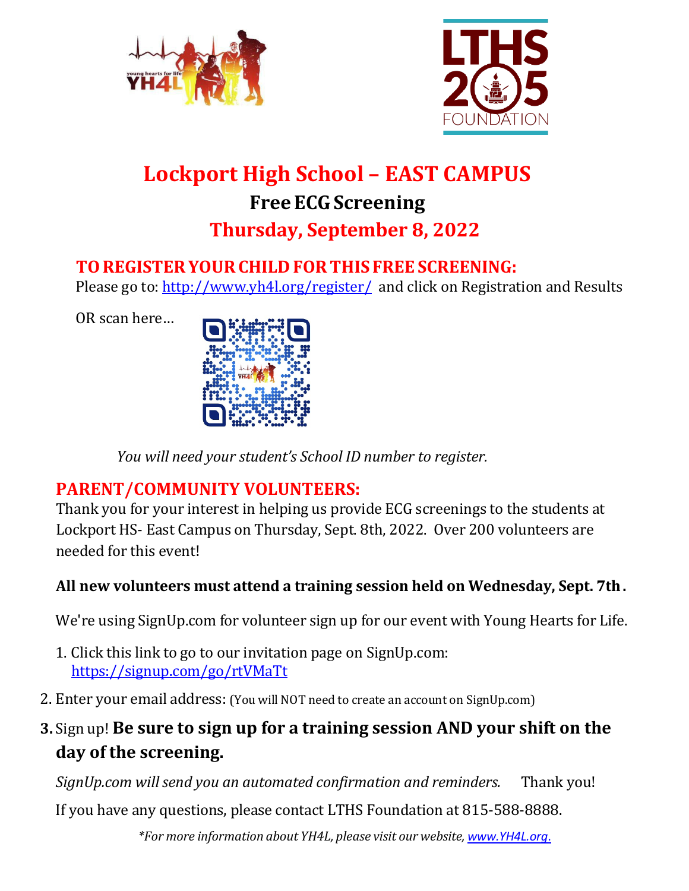# Lockport High School – EAST CAMPUS

## Free ECG Screening

## Thursday, September 8, 2022

### TO REGISTER YOUR CHILD FOR THIS FREE SCREENING:

Please go to: [http://www.yh4l.org/register/](http://www.yh4l.org/register/) and click on Registration and Results

OR scan here…

*You will need your student's School ID number to register.*

### PARENT/COMMUNITY VOLUNTEERS:

Thank you for your interest in helping us provide ECG screenings to the students at Lockport HS- East Campus on Thursday, Sept. 8th, 2022. Over 200 volunteers are needed for this event!

**All new volunteers must attend a training session held on Wednesday, Sept. 7th.**

We're using SignUp.com for volunteer sign up for our event with Young Hearts for Life.

1. Click this link to go to our invitation page on SignUp.com: [https://signup.com/go/rtVMaTt](https://signup.com/go/rtVMaTt)
2. Enter your email address: (You will NOT need to create an account on SignUp.com)
3. Sign up! **Be sure to sign up for a training session AND your shift on the day of the screening.**

*SignUp.com will send you an automated confirmation and reminders.* Thank you!

If you have any questions, please contact LTHS Foundation at 815-588-8888.

*\*For more information about YH4L, please visit our website, [www.YH4L.org](http://www.YH4L.org).*